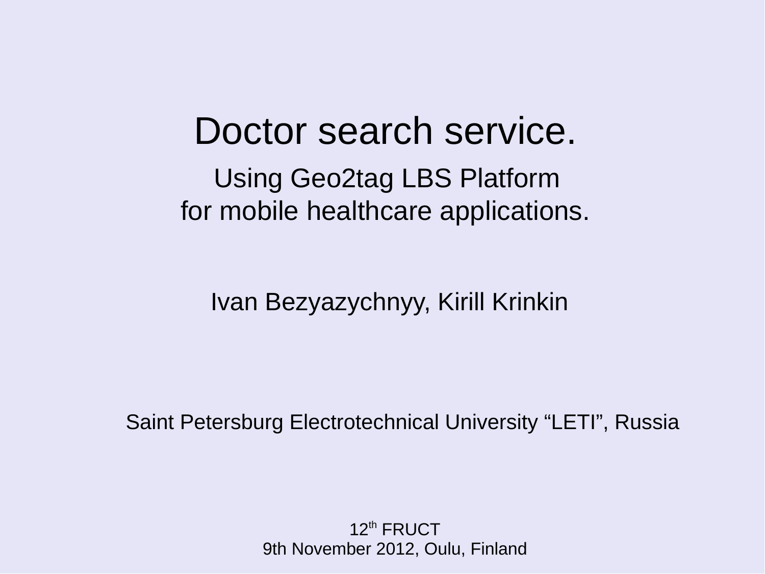# Doctor search service.

## Using Geo2tag LBS Platform for mobile healthcare applications.

Ivan Bezyazychnyy, Kirill Krinkin

Saint Petersburg Electrotechnical University “LETI”, Russia

12th FRUCT
9th November 2012, Oulu, Finland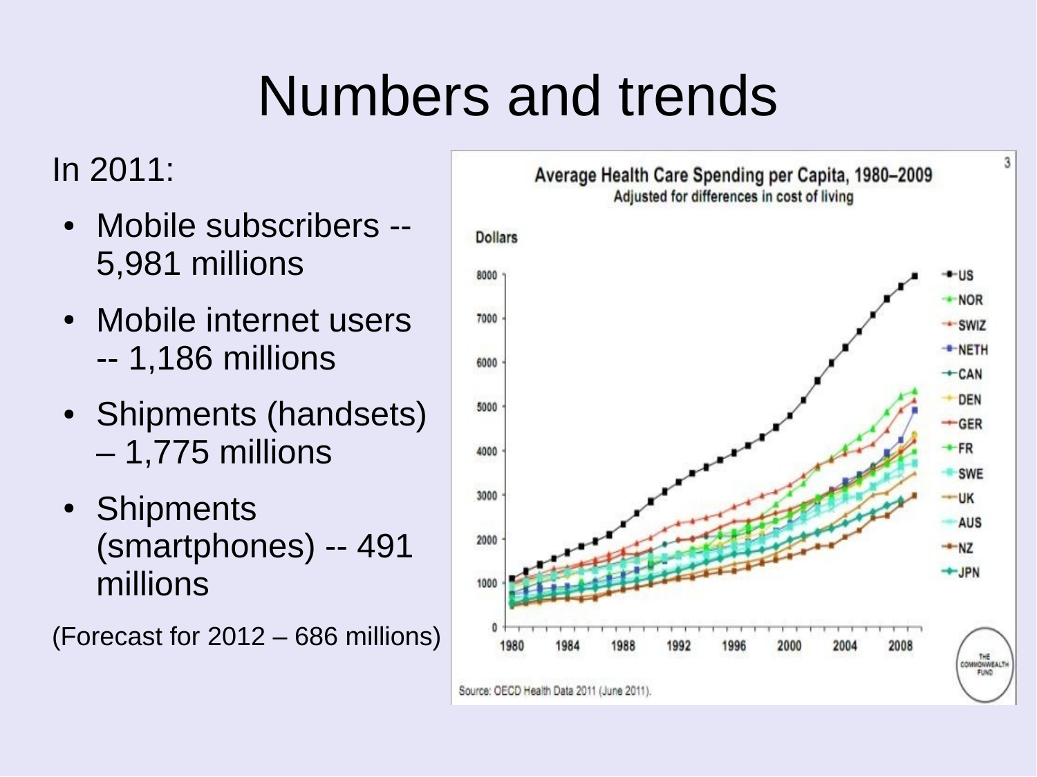# Numbers and trends

In 2011:

- Mobile subscribers -- 5,981 millions
- Mobile internet users -- 1,186 millions
- Shipments (handsets) – 1,775 millions
- Shipments (smartphones) -- 491 millions

(Forecast for 2012 – 686 millions)

**Average Health Care Spending per Capita, 1980–2009**
Adjusted for differences in cost of living

Source: OECD Health Data 2011 (June 2011).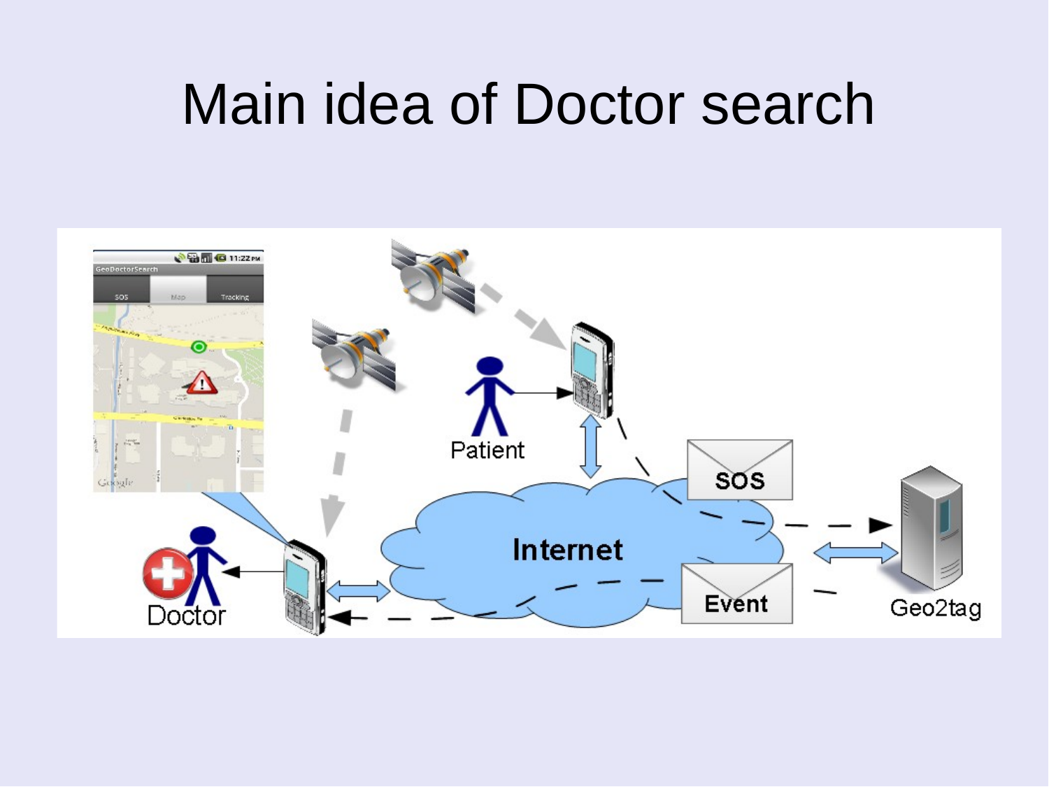# Main idea of Doctor search

Patient

SOS

Internet

Event

Geo2tag

Doctor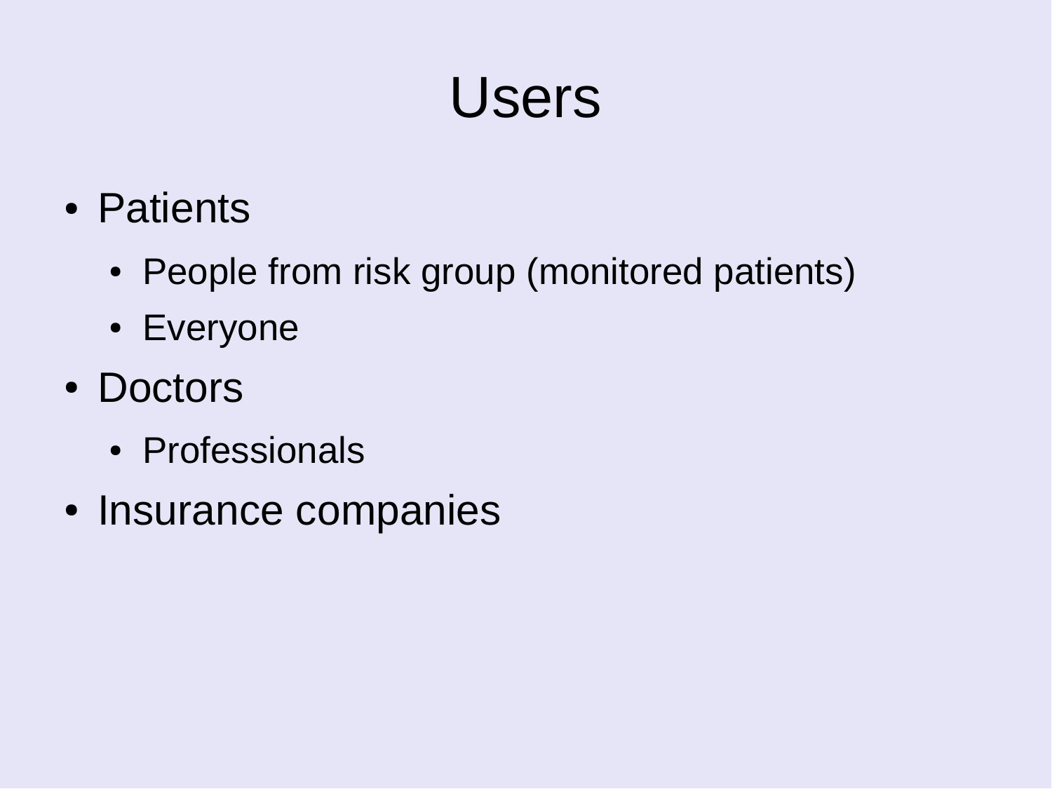# Users

- Patients
  - People from risk group (monitored patients)
  - Everyone
- Doctors
  - Professionals
- Insurance companies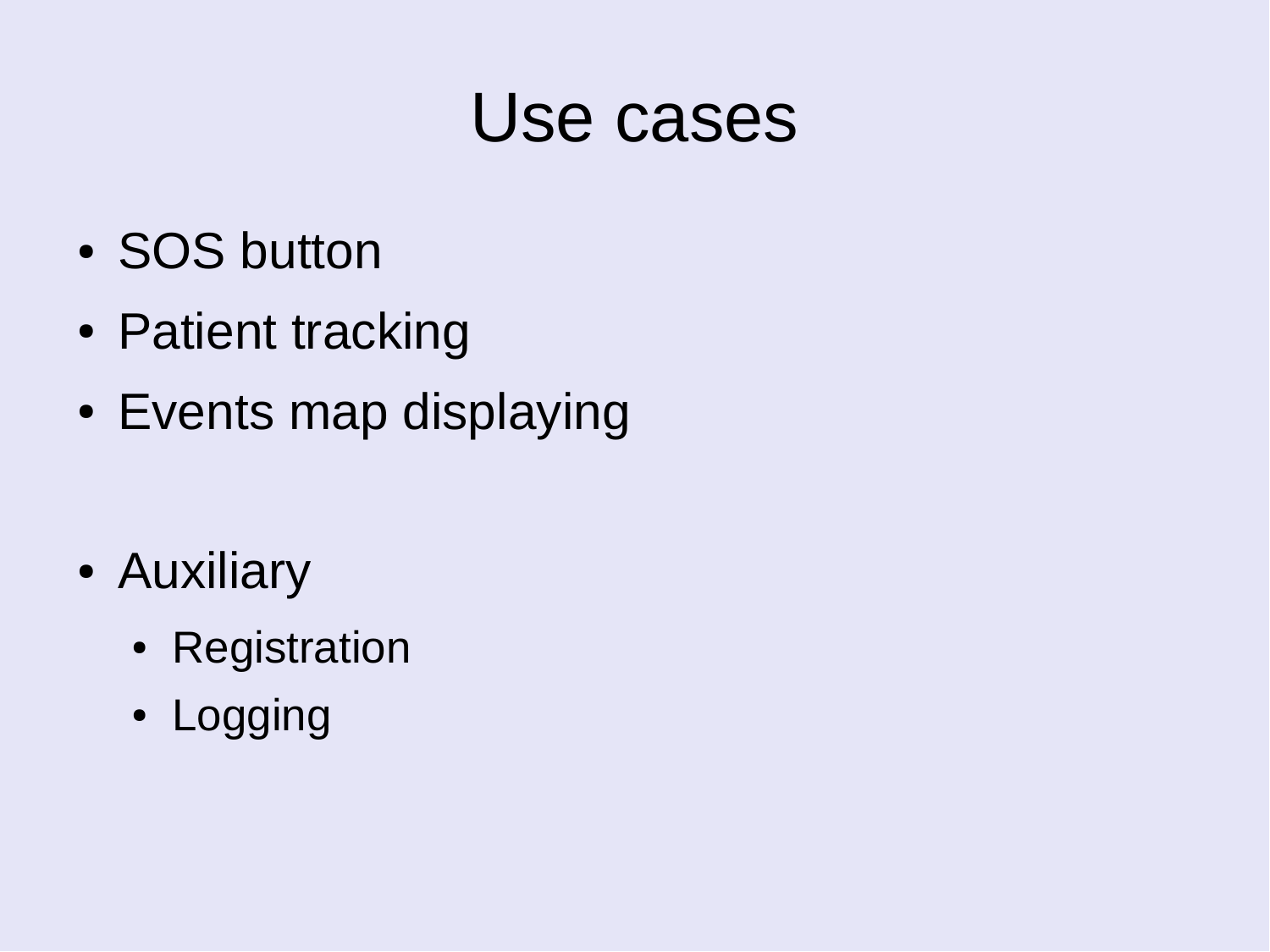# Use cases

- SOS button
- Patient tracking
- Events map displaying

- Auxiliary
  - Registration
  - Logging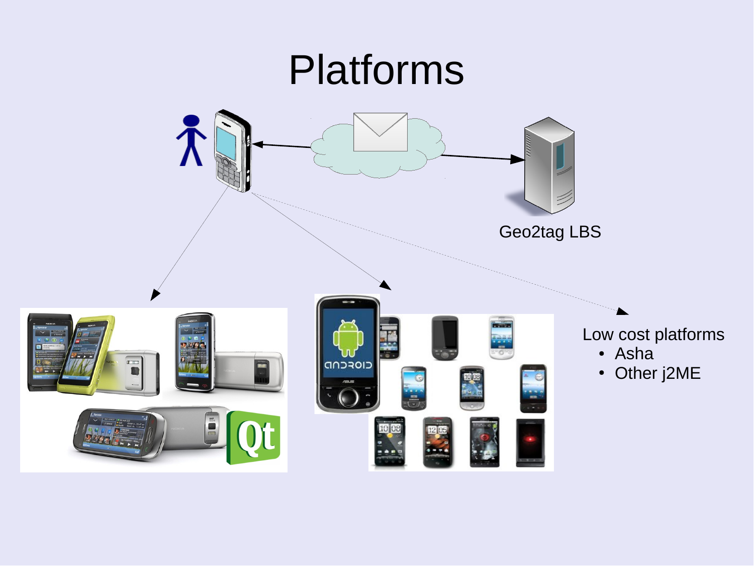# Platforms

Geo2tag LBS

Low cost platforms

- Asha
- Other j2ME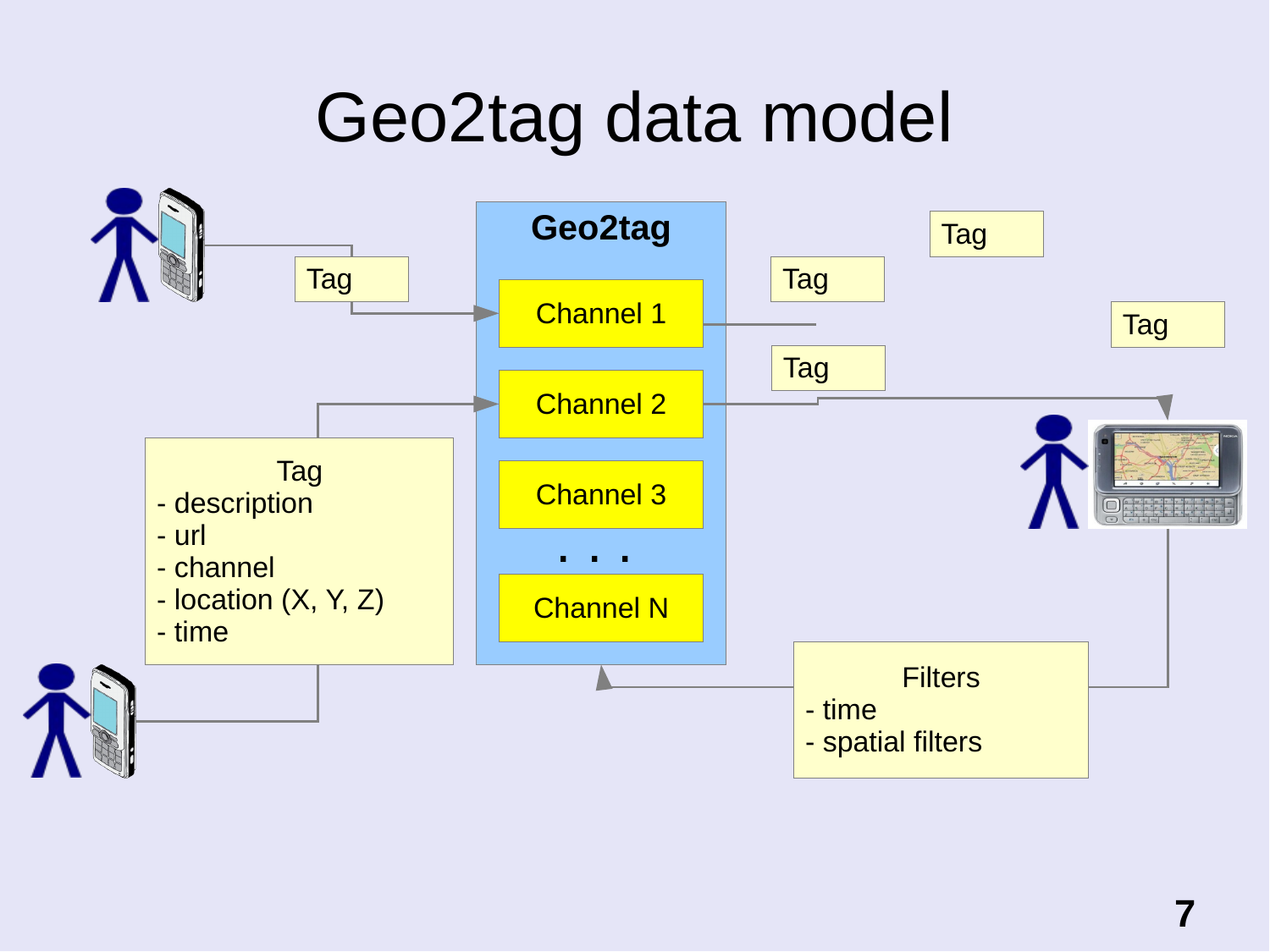# Geo2tag data model

**Geo2tag**

- Channel 1
- Channel 2
- Channel 3
- . . .
- Channel N

Tag

Tag

Tag

Tag

Tag

Tag
- description
- url
- channel
- location (X, Y, Z)
- time

Filters
- time
- spatial filters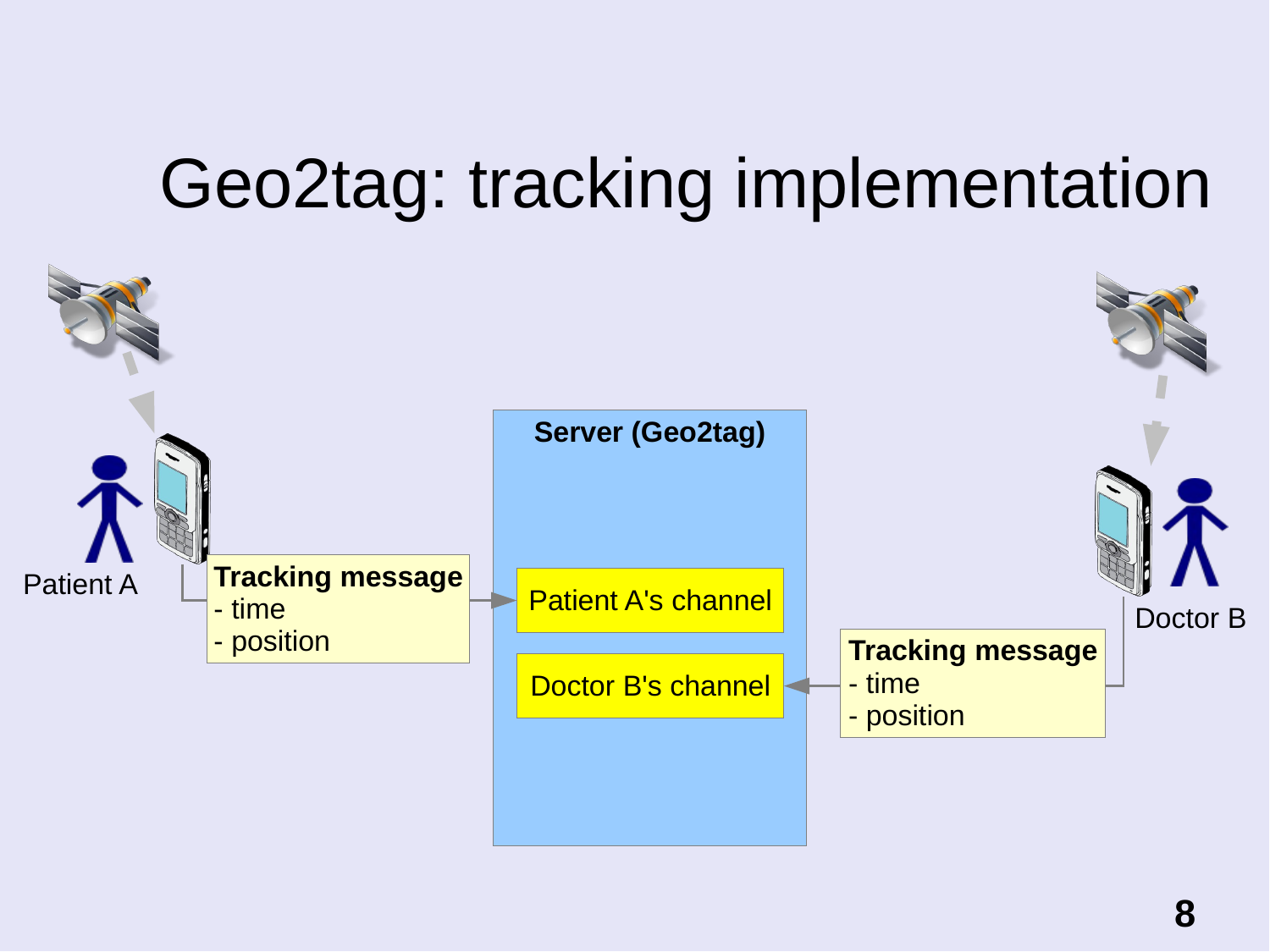# Geo2tag: tracking implementation

Patient A

**Tracking message**
- time
- position

**Server (Geo2tag)**

Patient A's channel

Doctor B's channel

Doctor B

**Tracking message**
- time
- position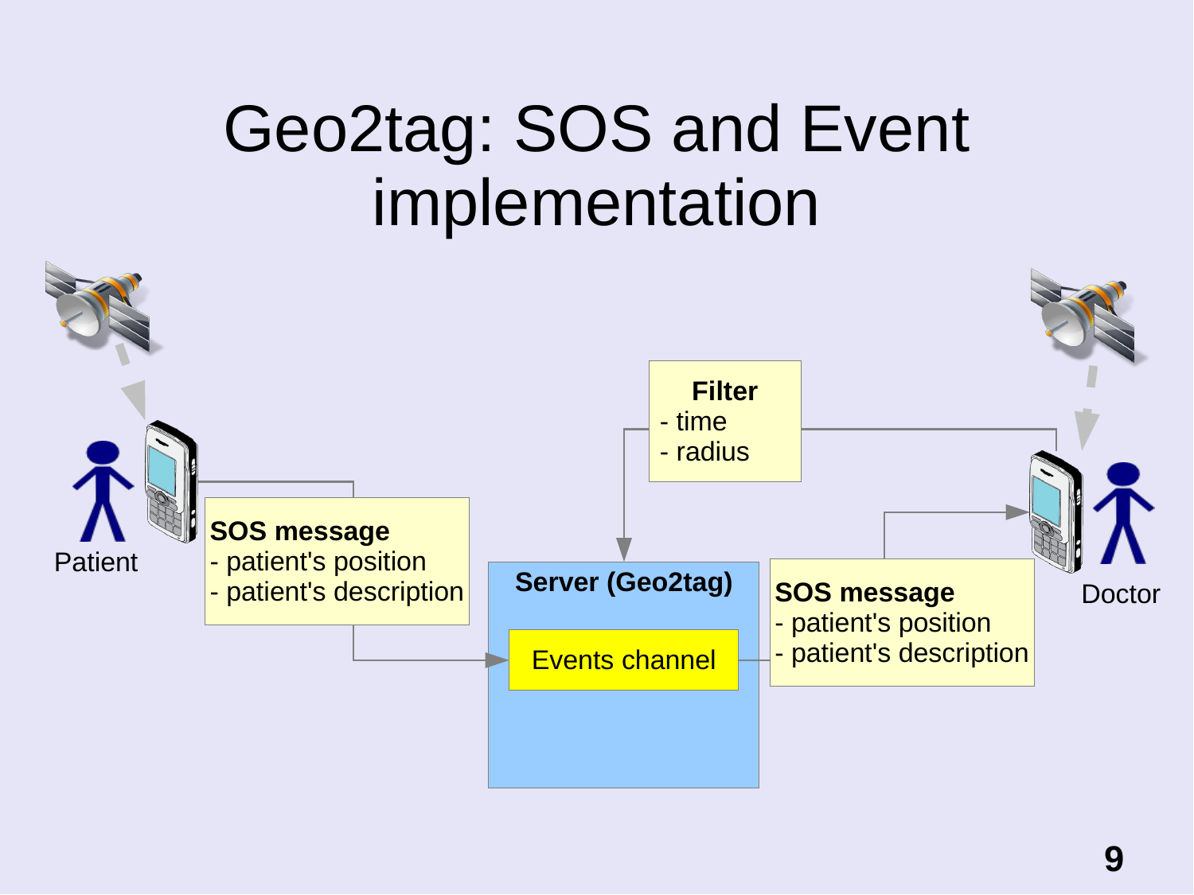# Geo2tag: SOS and Event implementation

Patient

**SOS message**
- patient's position
- patient's description

**Filter**
- time
- radius

**Server (Geo2tag)**

Events channel

**SOS message**
- patient's position
- patient's description

Doctor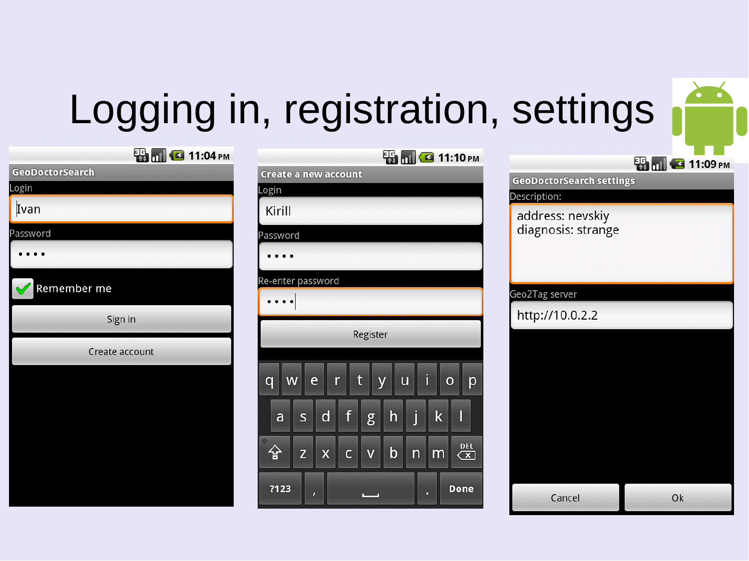# Logging in, registration, settings

**GeoDoctorSearch**

Login

Ivan

Password

••••

Remember me

Sign in

Create account

**Create a new account**

Login

Kirill

Password

••••

Re-enter password

••••

Register

**GeoDoctorSearch settings**

Description:

address: nevskiy
diagnosis: strange

Geo2Tag server

http://10.0.2.2

Cancel

Ok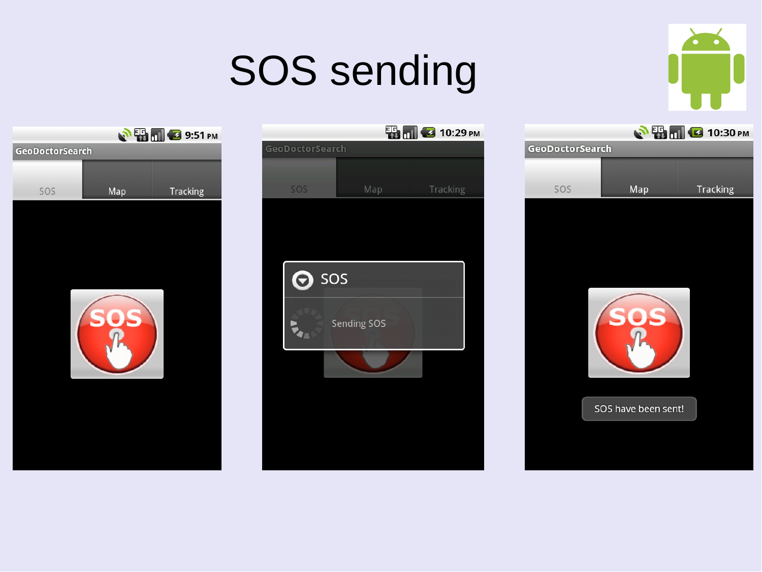# SOS sending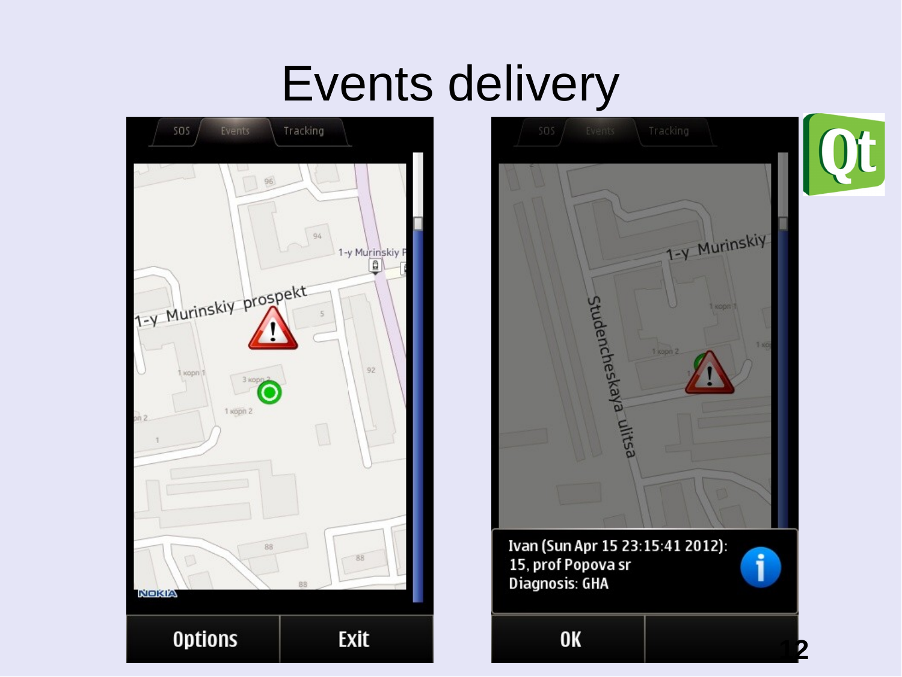# Events delivery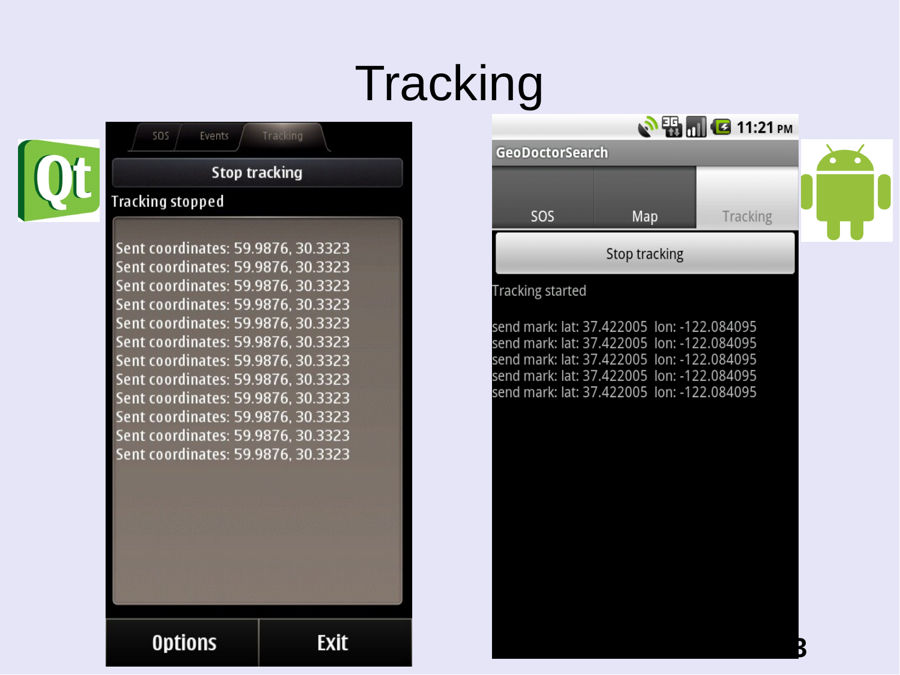# Tracking

SOS | Events | Tracking

Stop tracking

Tracking stopped

Sent coordinates: 59.9876, 30.3323
Sent coordinates: 59.9876, 30.3323
Sent coordinates: 59.9876, 30.3323
Sent coordinates: 59.9876, 30.3323
Sent coordinates: 59.9876, 30.3323
Sent coordinates: 59.9876, 30.3323
Sent coordinates: 59.9876, 30.3323
Sent coordinates: 59.9876, 30.3323
Sent coordinates: 59.9876, 30.3323
Sent coordinates: 59.9876, 30.3323
Sent coordinates: 59.9876, 30.3323
Sent coordinates: 59.9876, 30.3323

Options | Exit

11:21 PM

GeoDoctorSearch

SOS | Map | Tracking

Stop tracking

Tracking started

send mark: lat: 37.422005 lon: -122.084095
send mark: lat: 37.422005 lon: -122.084095
send mark: lat: 37.422005 lon: -122.084095
send mark: lat: 37.422005 lon: -122.084095
send mark: lat: 37.422005 lon: -122.084095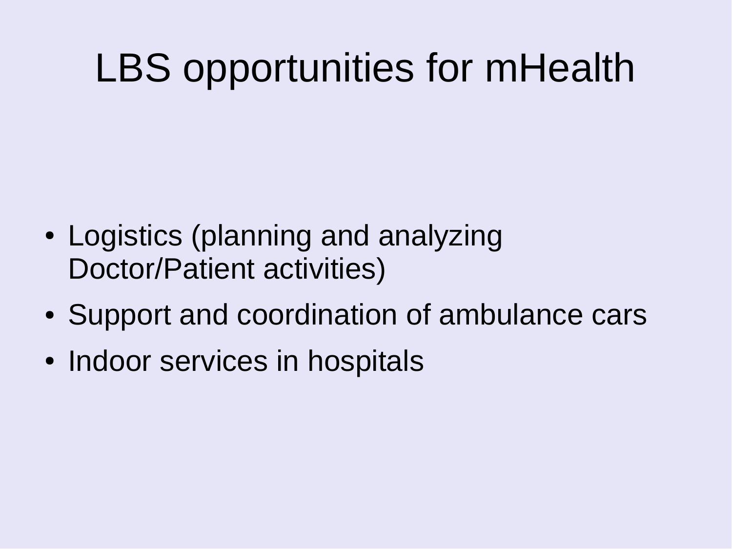# LBS opportunities for mHealth

- Logistics (planning and analyzing Doctor/Patient activities)
- Support and coordination of ambulance cars
- Indoor services in hospitals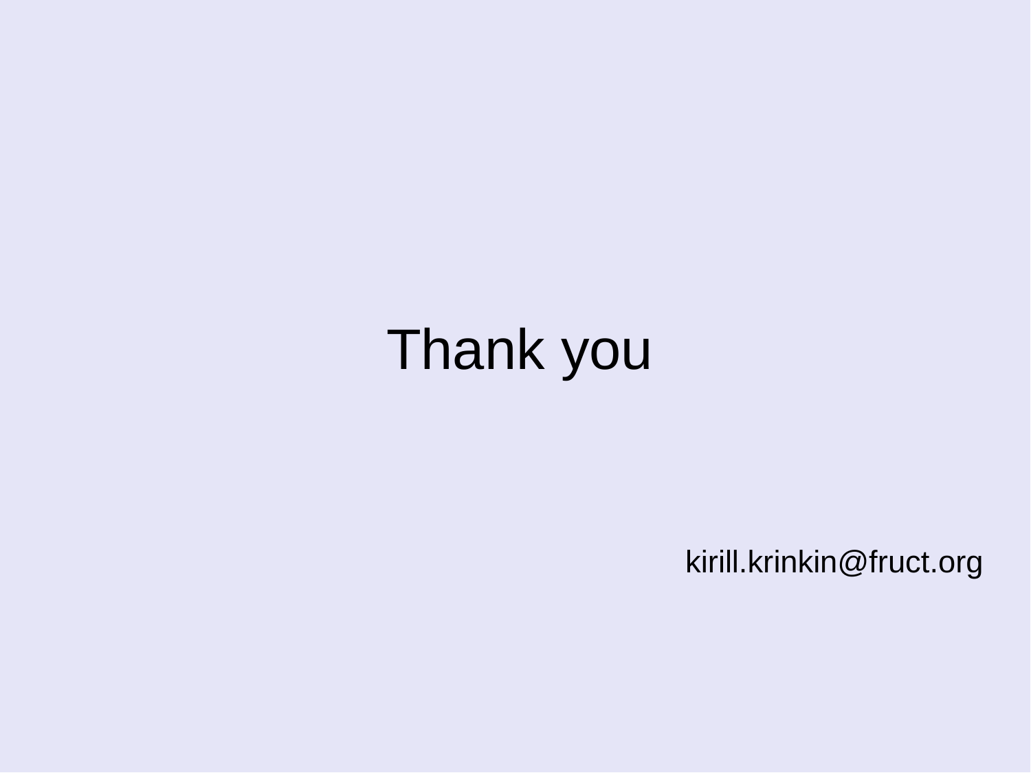# Thank you

kirill.krinkin@fruct.org